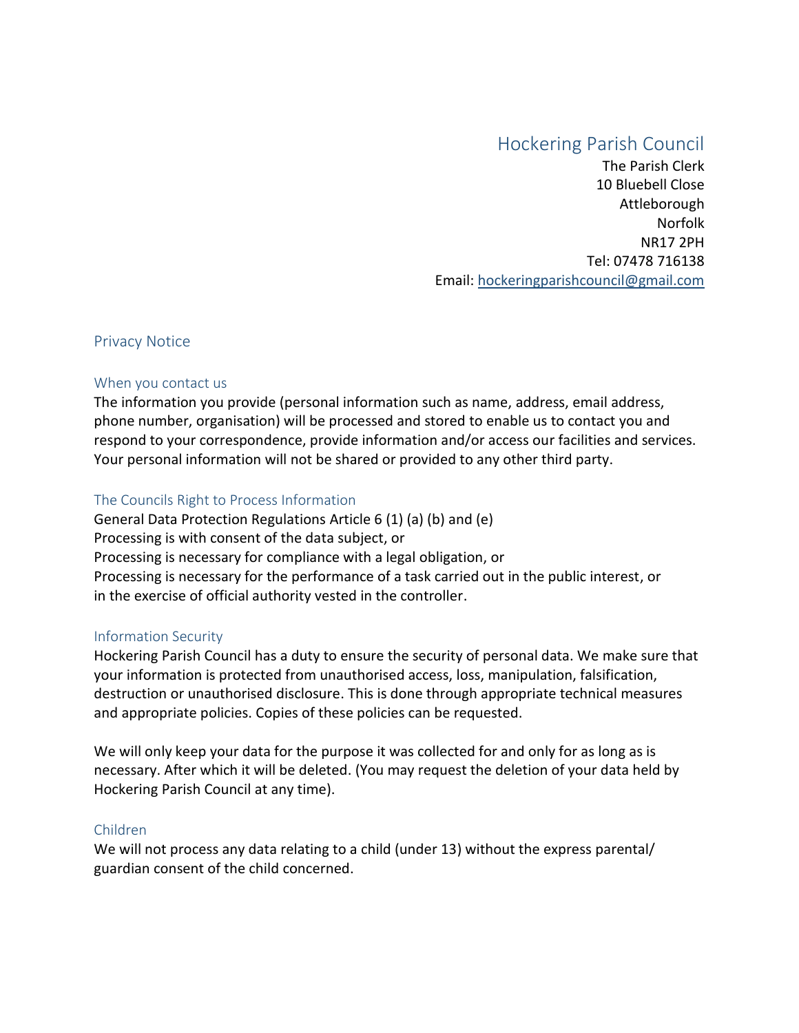# Hockering Parish Council

The Parish Clerk
10 Bluebell Close
Attleborough
Norfolk
NR17 2PH
Tel: 07478 716138
Email: hockeringparishcouncil@gmail.com

## Privacy Notice

### When you contact us

The information you provide (personal information such as name, address, email address, phone number, organisation) will be processed and stored to enable us to contact you and respond to your correspondence, provide information and/or access our facilities and services. Your personal information will not be shared or provided to any other third party.

### The Councils Right to Process Information

General Data Protection Regulations Article 6 (1) (a) (b) and (e)
Processing is with consent of the data subject, or
Processing is necessary for compliance with a legal obligation, or
Processing is necessary for the performance of a task carried out in the public interest, or
in the exercise of official authority vested in the controller.

### Information Security

Hockering Parish Council has a duty to ensure the security of personal data. We make sure that your information is protected from unauthorised access, loss, manipulation, falsification, destruction or unauthorised disclosure. This is done through appropriate technical measures and appropriate policies. Copies of these policies can be requested.

We will only keep your data for the purpose it was collected for and only for as long as is necessary. After which it will be deleted. (You may request the deletion of your data held by Hockering Parish Council at any time).

### Children

We will not process any data relating to a child (under 13) without the express parental/ guardian consent of the child concerned.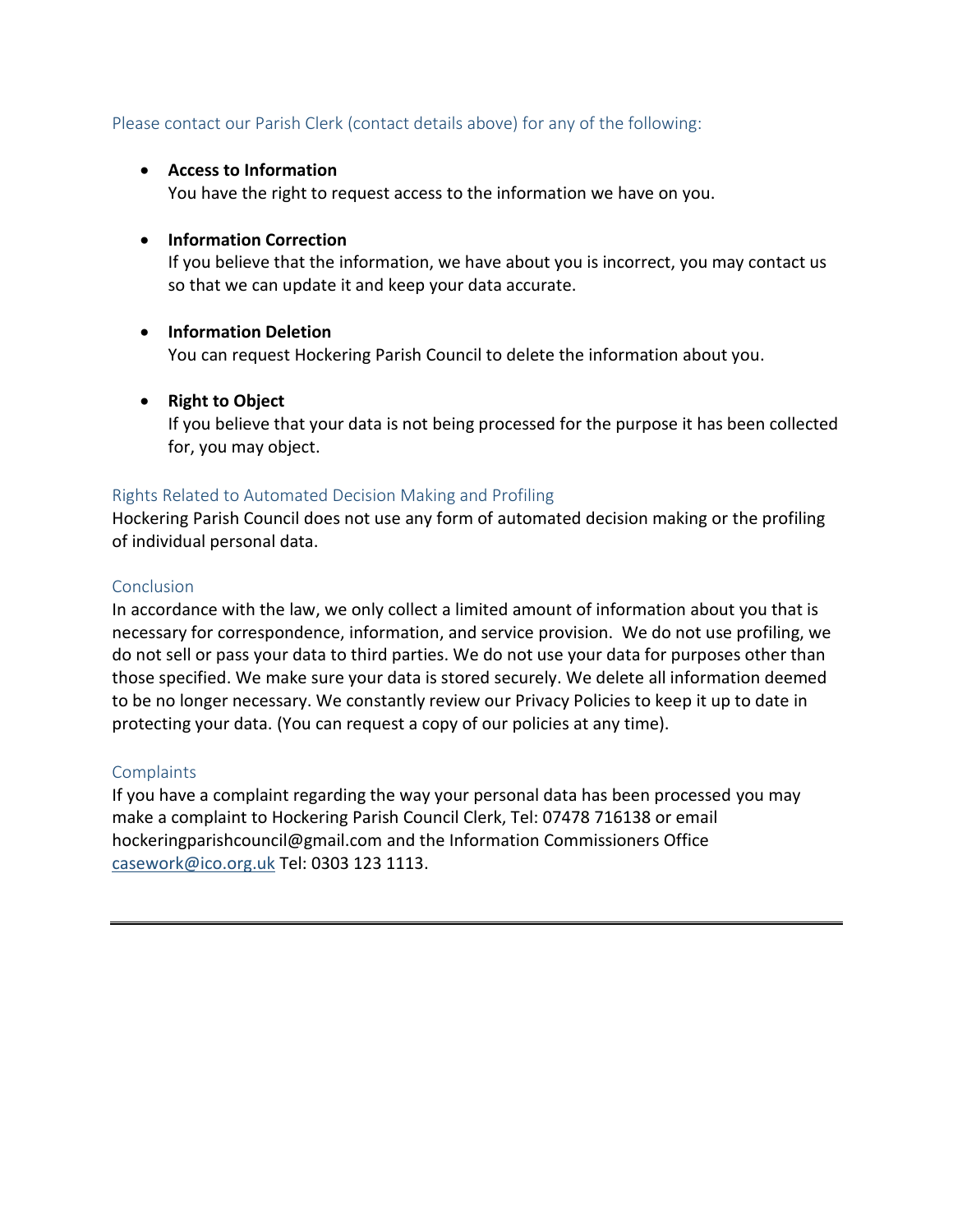Please contact our Parish Clerk (contact details above) for any of the following:

- **Access to Information**
  You have the right to request access to the information we have on you.

- **Information Correction**
  If you believe that the information, we have about you is incorrect, you may contact us so that we can update it and keep your data accurate.

- **Information Deletion**
  You can request Hockering Parish Council to delete the information about you.

- **Right to Object**
  If you believe that your data is not being processed for the purpose it has been collected for, you may object.

## Rights Related to Automated Decision Making and Profiling

Hockering Parish Council does not use any form of automated decision making or the profiling of individual personal data.

## Conclusion

In accordance with the law, we only collect a limited amount of information about you that is necessary for correspondence, information, and service provision. We do not use profiling, we do not sell or pass your data to third parties. We do not use your data for purposes other than those specified. We make sure your data is stored securely. We delete all information deemed to be no longer necessary. We constantly review our Privacy Policies to keep it up to date in protecting your data. (You can request a copy of our policies at any time).

## Complaints

If you have a complaint regarding the way your personal data has been processed you may make a complaint to Hockering Parish Council Clerk, Tel: 07478 716138 or email hockeringparishcouncil@gmail.com and the Information Commissioners Office casework@ico.org.uk Tel: 0303 123 1113.

---